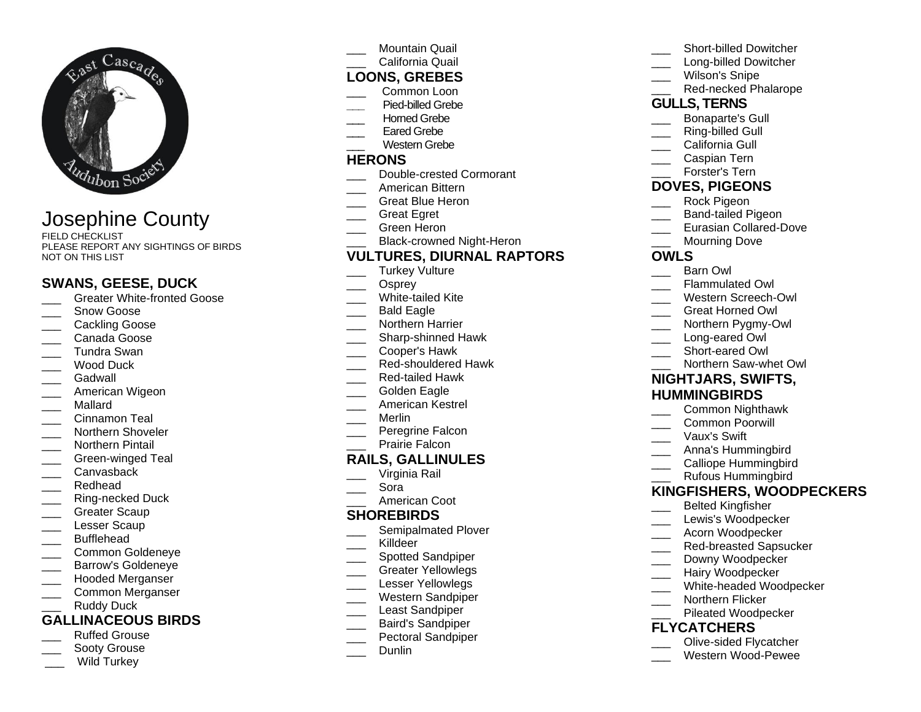# Josephine County

FIELD CHECKLIST
PLEASE REPORT ANY SIGHTINGS OF BIRDS NOT ON THIS LIST

## SWANS, GEESE, DUCK

- ___ Greater White-fronted Goose
- ___ Snow Goose
- ___ Cackling Goose
- ___ Canada Goose
- ___ Tundra Swan
- ___ Wood Duck
- ___ Gadwall
- ___ American Wigeon
- ___ Mallard
- ___ Cinnamon Teal
- ___ Northern Shoveler
- ___ Northern Pintail
- ___ Green-winged Teal
- ___ Canvasback
- ___ Redhead
- ___ Ring-necked Duck
- ___ Greater Scaup
- ___ Lesser Scaup
- ___ Bufflehead
- ___ Common Goldeneye
- ___ Barrow's Goldeneye
- ___ Hooded Merganser
- ___ Common Merganser
- ___ Ruddy Duck

## GALLINACEOUS BIRDS

- ___ Ruffed Grouse
- ___ Sooty Grouse
- ___ Wild Turkey
- ___ Mountain Quail
- ___ California Quail

## LOONS, GREBES

- ___ Common Loon
- ___ Pied-billed Grebe
- ___ Horned Grebe
- ___ Eared Grebe
- ___ Western Grebe

## HERONS

- ___ Double-crested Cormorant
- ___ American Bittern
- ___ Great Blue Heron
- ___ Great Egret
- ___ Green Heron
- ___ Black-crowned Night-Heron

## VULTURES, DIURNAL RAPTORS

- ___ Turkey Vulture
- ___ Osprey
- ___ White-tailed Kite
- ___ Bald Eagle
- ___ Northern Harrier
- ___ Sharp-shinned Hawk
- ___ Cooper's Hawk
- ___ Red-shouldered Hawk
- ___ Red-tailed Hawk
- ___ Golden Eagle
- ___ American Kestrel
- ___ Merlin
- ___ Peregrine Falcon
- ___ Prairie Falcon

## RAILS, GALLINULES

- ___ Virginia Rail
- ___ Sora
- ___ American Coot

## SHOREBIRDS

- ___ Semipalmated Plover
- ___ Killdeer
- ___ Spotted Sandpiper
- ___ Greater Yellowlegs
- ___ Lesser Yellowlegs
- ___ Western Sandpiper
- ___ Least Sandpiper
- ___ Baird's Sandpiper
- ___ Pectoral Sandpiper
- ___ Dunlin
- ___ Short-billed Dowitcher
- ___ Long-billed Dowitcher
- ___ Wilson's Snipe
- ___ Red-necked Phalarope

## GULLS, TERNS

- ___ Bonaparte's Gull
- ___ Ring-billed Gull
- ___ California Gull
- ___ Caspian Tern
- ___ Forster's Tern

## DOVES, PIGEONS

- ___ Rock Pigeon
- ___ Band-tailed Pigeon
- ___ Eurasian Collared-Dove
- ___ Mourning Dove

## OWLS

- ___ Barn Owl
- ___ Flammulated Owl
- ___ Western Screech-Owl
- ___ Great Horned Owl
- ___ Northern Pygmy-Owl
- ___ Long-eared Owl
- ___ Short-eared Owl
- ___ Northern Saw-whet Owl

## NIGHTJARS, SWIFTS, HUMMINGBIRDS

- ___ Common Nighthawk
- ___ Common Poorwill
- ___ Vaux's Swift
- ___ Anna's Hummingbird
- ___ Calliope Hummingbird
- ___ Rufous Hummingbird

## KINGFISHERS, WOODPECKERS

- ___ Belted Kingfisher
- ___ Lewis's Woodpecker
- ___ Acorn Woodpecker
- ___ Red-breasted Sapsucker
- ___ Downy Woodpecker
- ___ Hairy Woodpecker
- ___ White-headed Woodpecker
- ___ Northern Flicker
- ___ Pileated Woodpecker

## FLYCATCHERS

- ___ Olive-sided Flycatcher
- ___ Western Wood-Pewee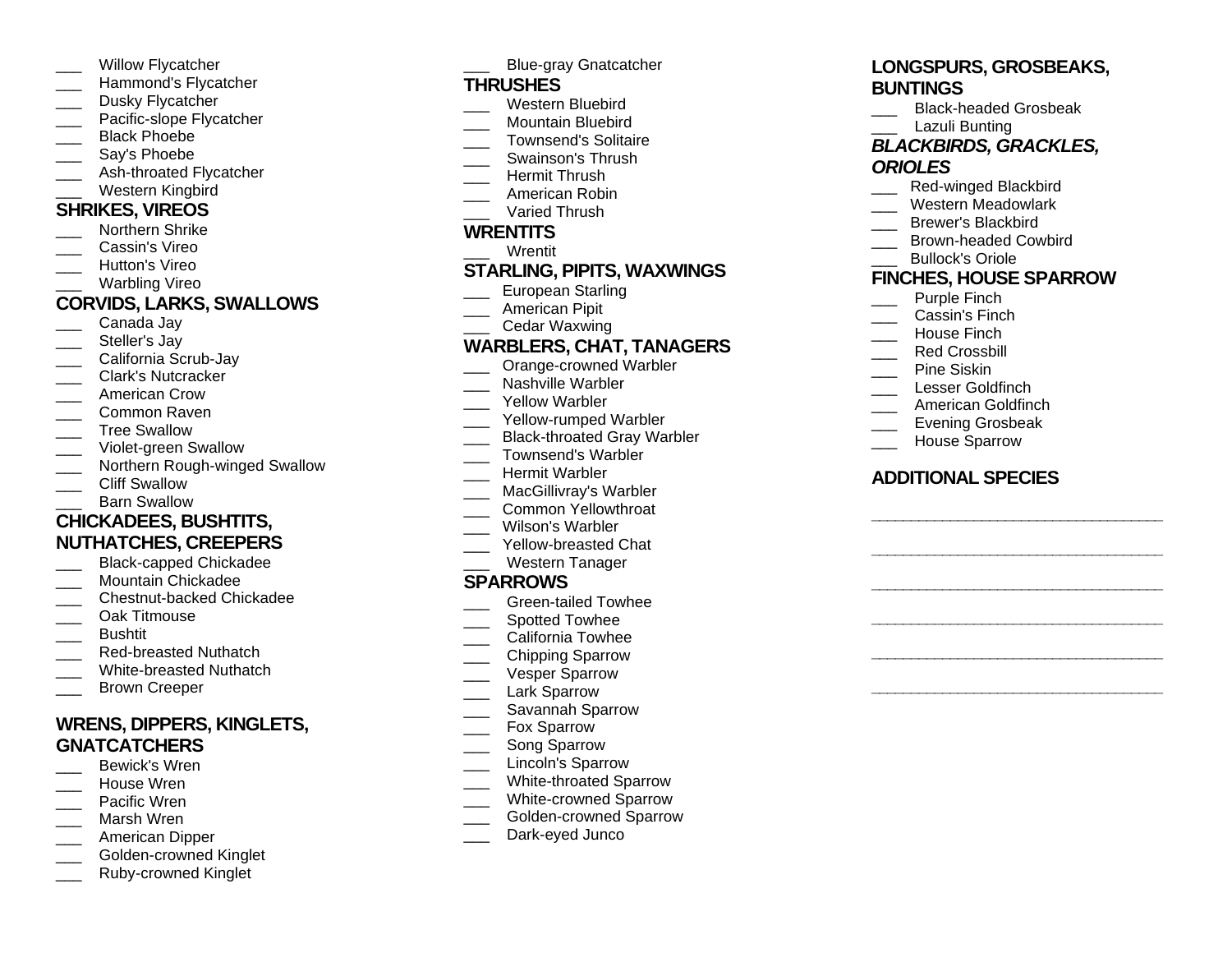- ___ Willow Flycatcher
- ___ Hammond's Flycatcher
- ___ Dusky Flycatcher
- ___ Pacific-slope Flycatcher
- ___ Black Phoebe
- ___ Say's Phoebe
- ___ Ash-throated Flycatcher
- ___ Western Kingbird

## SHRIKES, VIREOS

- ___ Northern Shrike
- ___ Cassin's Vireo
- ___ Hutton's Vireo
- ___ Warbling Vireo

## CORVIDS, LARKS, SWALLOWS

- ___ Canada Jay
- ___ Steller's Jay
- ___ California Scrub-Jay
- ___ Clark's Nutcracker
- ___ American Crow
- ___ Common Raven
- ___ Tree Swallow
- ___ Violet-green Swallow
- ___ Northern Rough-winged Swallow
- ___ Cliff Swallow
- ___ Barn Swallow

## CHICKADEES, BUSHTITS, NUTHATCHES, CREEPERS

- ___ Black-capped Chickadee
- ___ Mountain Chickadee
- ___ Chestnut-backed Chickadee
- ___ Oak Titmouse
- ___ Bushtit
- ___ Red-breasted Nuthatch
- ___ White-breasted Nuthatch
- ___ Brown Creeper

## WRENS, DIPPERS, KINGLETS, GNATCATCHERS

- ___ Bewick's Wren
- ___ House Wren
- ___ Pacific Wren
- ___ Marsh Wren
- ___ American Dipper
- ___ Golden-crowned Kinglet
- ___ Ruby-crowned Kinglet
- ___ Blue-gray Gnatcatcher

## THRUSHES

- ___ Western Bluebird
- ___ Mountain Bluebird
- ___ Townsend's Solitaire
- ___ Swainson's Thrush
- ___ Hermit Thrush
- ___ American Robin
- ___ Varied Thrush

## WRENTITS

- ___ Wrentit

## STARLING, PIPITS, WAXWINGS

- ___ European Starling
- ___ American Pipit
- ___ Cedar Waxwing

## WARBLERS, CHAT, TANAGERS

- ___ Orange-crowned Warbler
- ___ Nashville Warbler
- ___ Yellow Warbler
- ___ Yellow-rumped Warbler
- ___ Black-throated Gray Warbler
- ___ Townsend's Warbler
- ___ Hermit Warbler
- ___ MacGillivray's Warbler
- ___ Common Yellowthroat
- ___ Wilson's Warbler
- ___ Yellow-breasted Chat
- ___ Western Tanager

## SPARROWS

- ___ Green-tailed Towhee
- ___ Spotted Towhee
- ___ California Towhee
- ___ Chipping Sparrow
- ___ Vesper Sparrow
- ___ Lark Sparrow
- ___ Savannah Sparrow
- ___ Fox Sparrow
- ___ Song Sparrow
- ___ Lincoln's Sparrow
- ___ White-throated Sparrow
- ___ White-crowned Sparrow
- ___ Golden-crowned Sparrow
- ___ Dark-eyed Junco

## LONGSPURS, GROSBEAKS, BUNTINGS

- ___ Black-headed Grosbeak
- ___ Lazuli Bunting

## *BLACKBIRDS, GRACKLES, ORIOLES*

- ___ Red-winged Blackbird
- ___ Western Meadowlark
- ___ Brewer's Blackbird
- ___ Brown-headed Cowbird
- ___ Bullock's Oriole

## FINCHES, HOUSE SPARROW

- ___ Purple Finch
- ___ Cassin's Finch
- ___ House Finch
- ___ Red Crossbill
- ___ Pine Siskin
- ___ Lesser Goldfinch
- ___ American Goldfinch
- ___ Evening Grosbeak
- ___ House Sparrow

## ADDITIONAL SPECIES

______________________________

______________________________

______________________________

______________________________

______________________________

______________________________